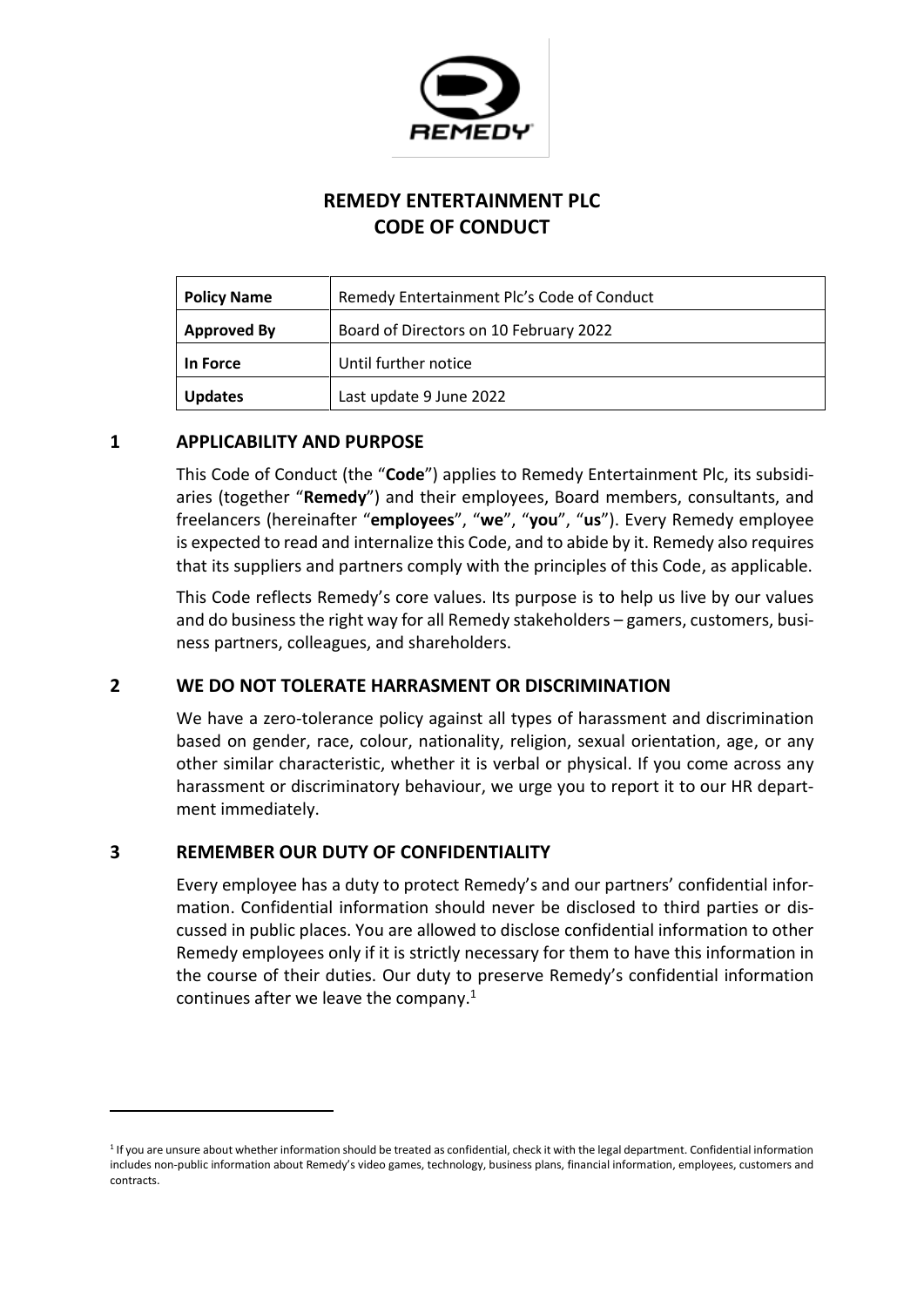# REMEDY ENTERTAINMENT PLC
# CODE OF CONDUCT

| **Policy Name** | Remedy Entertainment Plc's Code of Conduct |
|---|---|
| **Approved By** | Board of Directors on 10 February 2022 |
| **In Force** | Until further notice |
| **Updates** | Last update 9 June 2022 |

## 1 APPLICABILITY AND PURPOSE

This Code of Conduct (the "**Code**") applies to Remedy Entertainment Plc, its subsidiaries (together "**Remedy**") and their employees, Board members, consultants, and freelancers (hereinafter "**employees**", "**we**", "**you**", "**us**"). Every Remedy employee is expected to read and internalize this Code, and to abide by it. Remedy also requires that its suppliers and partners comply with the principles of this Code, as applicable.

This Code reflects Remedy's core values. Its purpose is to help us live by our values and do business the right way for all Remedy stakeholders – gamers, customers, business partners, colleagues, and shareholders.

## 2 WE DO NOT TOLERATE HARRASMENT OR DISCRIMINATION

We have a zero-tolerance policy against all types of harassment and discrimination based on gender, race, colour, nationality, religion, sexual orientation, age, or any other similar characteristic, whether it is verbal or physical. If you come across any harassment or discriminatory behaviour, we urge you to report it to our HR department immediately.

## 3 REMEMBER OUR DUTY OF CONFIDENTIALITY

Every employee has a duty to protect Remedy's and our partners' confidential information. Confidential information should never be disclosed to third parties or discussed in public places. You are allowed to disclose confidential information to other Remedy employees only if it is strictly necessary for them to have this information in the course of their duties. Our duty to preserve Remedy's confidential information continues after we leave the company.[1]

[1] If you are unsure about whether information should be treated as confidential, check it with the legal department. Confidential information includes non-public information about Remedy's video games, technology, business plans, financial information, employees, customers and contracts.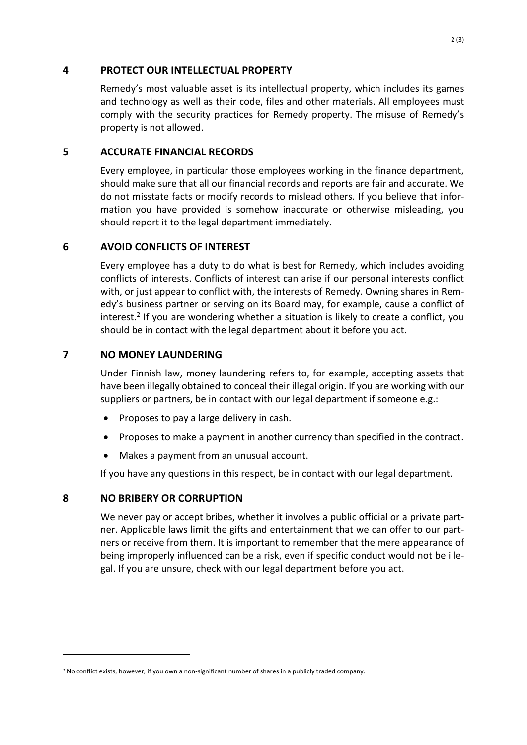## 4 PROTECT OUR INTELLECTUAL PROPERTY

Remedy's most valuable asset is its intellectual property, which includes its games and technology as well as their code, files and other materials. All employees must comply with the security practices for Remedy property. The misuse of Remedy's property is not allowed.

## 5 ACCURATE FINANCIAL RECORDS

Every employee, in particular those employees working in the finance department, should make sure that all our financial records and reports are fair and accurate. We do not misstate facts or modify records to mislead others. If you believe that information you have provided is somehow inaccurate or otherwise misleading, you should report it to the legal department immediately.

## 6 AVOID CONFLICTS OF INTEREST

Every employee has a duty to do what is best for Remedy, which includes avoiding conflicts of interests. Conflicts of interest can arise if our personal interests conflict with, or just appear to conflict with, the interests of Remedy. Owning shares in Remedy's business partner or serving on its Board may, for example, cause a conflict of interest.[2] If you are wondering whether a situation is likely to create a conflict, you should be in contact with the legal department about it before you act.

## 7 NO MONEY LAUNDERING

Under Finnish law, money laundering refers to, for example, accepting assets that have been illegally obtained to conceal their illegal origin. If you are working with our suppliers or partners, be in contact with our legal department if someone e.g.:

- Proposes to pay a large delivery in cash.
- Proposes to make a payment in another currency than specified in the contract.
- Makes a payment from an unusual account.

If you have any questions in this respect, be in contact with our legal department.

## 8 NO BRIBERY OR CORRUPTION

We never pay or accept bribes, whether it involves a public official or a private partner. Applicable laws limit the gifts and entertainment that we can offer to our partners or receive from them. It is important to remember that the mere appearance of being improperly influenced can be a risk, even if specific conduct would not be illegal. If you are unsure, check with our legal department before you act.

---

[2] No conflict exists, however, if you own a non-significant number of shares in a publicly traded company.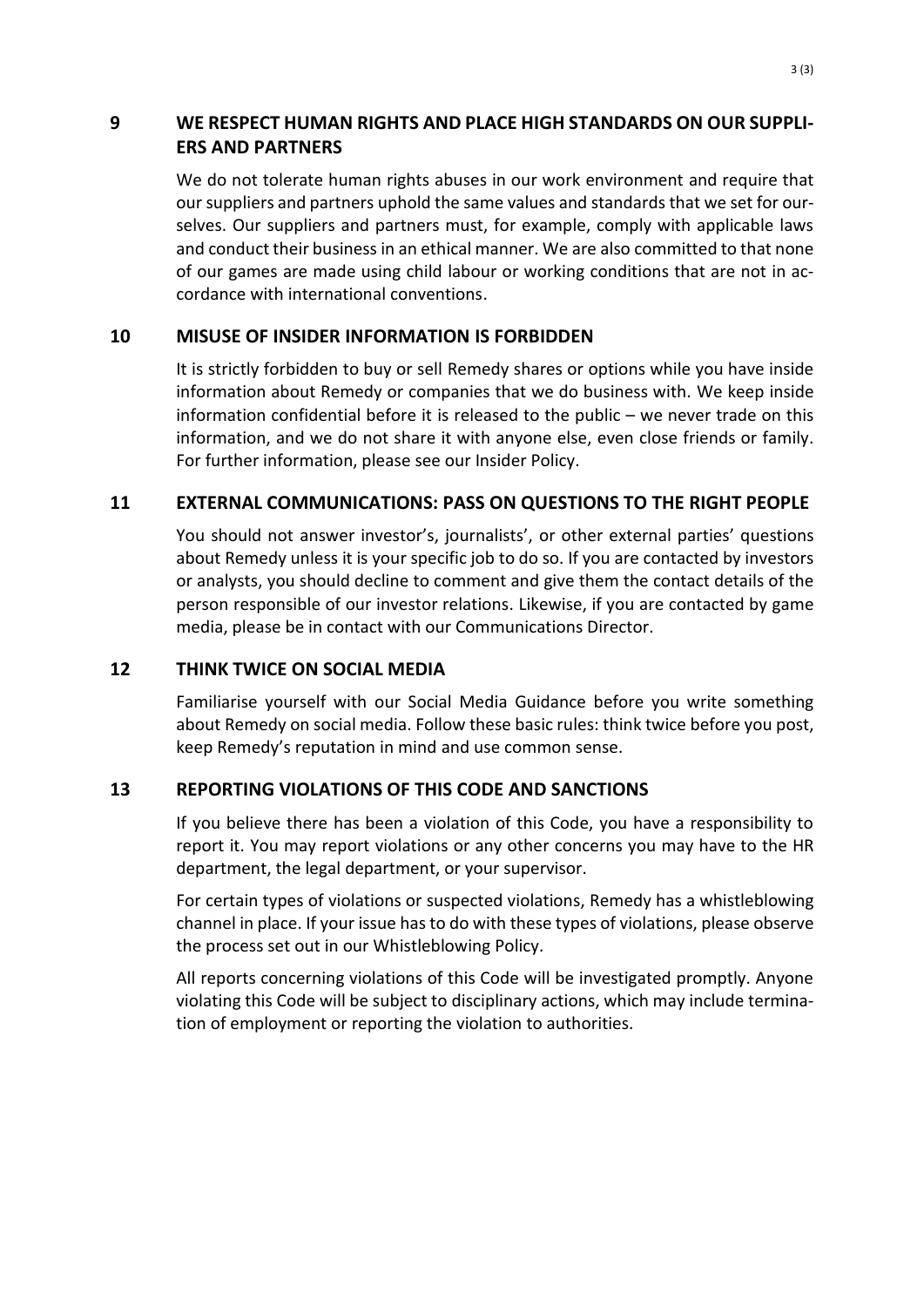## 9 WE RESPECT HUMAN RIGHTS AND PLACE HIGH STANDARDS ON OUR SUPPLIERS AND PARTNERS

We do not tolerate human rights abuses in our work environment and require that our suppliers and partners uphold the same values and standards that we set for ourselves. Our suppliers and partners must, for example, comply with applicable laws and conduct their business in an ethical manner. We are also committed to that none of our games are made using child labour or working conditions that are not in accordance with international conventions.

## 10 MISUSE OF INSIDER INFORMATION IS FORBIDDEN

It is strictly forbidden to buy or sell Remedy shares or options while you have inside information about Remedy or companies that we do business with. We keep inside information confidential before it is released to the public – we never trade on this information, and we do not share it with anyone else, even close friends or family. For further information, please see our Insider Policy.

## 11 EXTERNAL COMMUNICATIONS: PASS ON QUESTIONS TO THE RIGHT PEOPLE

You should not answer investor's, journalists', or other external parties' questions about Remedy unless it is your specific job to do so. If you are contacted by investors or analysts, you should decline to comment and give them the contact details of the person responsible of our investor relations. Likewise, if you are contacted by game media, please be in contact with our Communications Director.

## 12 THINK TWICE ON SOCIAL MEDIA

Familiarise yourself with our Social Media Guidance before you write something about Remedy on social media. Follow these basic rules: think twice before you post, keep Remedy's reputation in mind and use common sense.

## 13 REPORTING VIOLATIONS OF THIS CODE AND SANCTIONS

If you believe there has been a violation of this Code, you have a responsibility to report it. You may report violations or any other concerns you may have to the HR department, the legal department, or your supervisor.

For certain types of violations or suspected violations, Remedy has a whistleblowing channel in place. If your issue has to do with these types of violations, please observe the process set out in our Whistleblowing Policy.

All reports concerning violations of this Code will be investigated promptly. Anyone violating this Code will be subject to disciplinary actions, which may include termination of employment or reporting the violation to authorities.